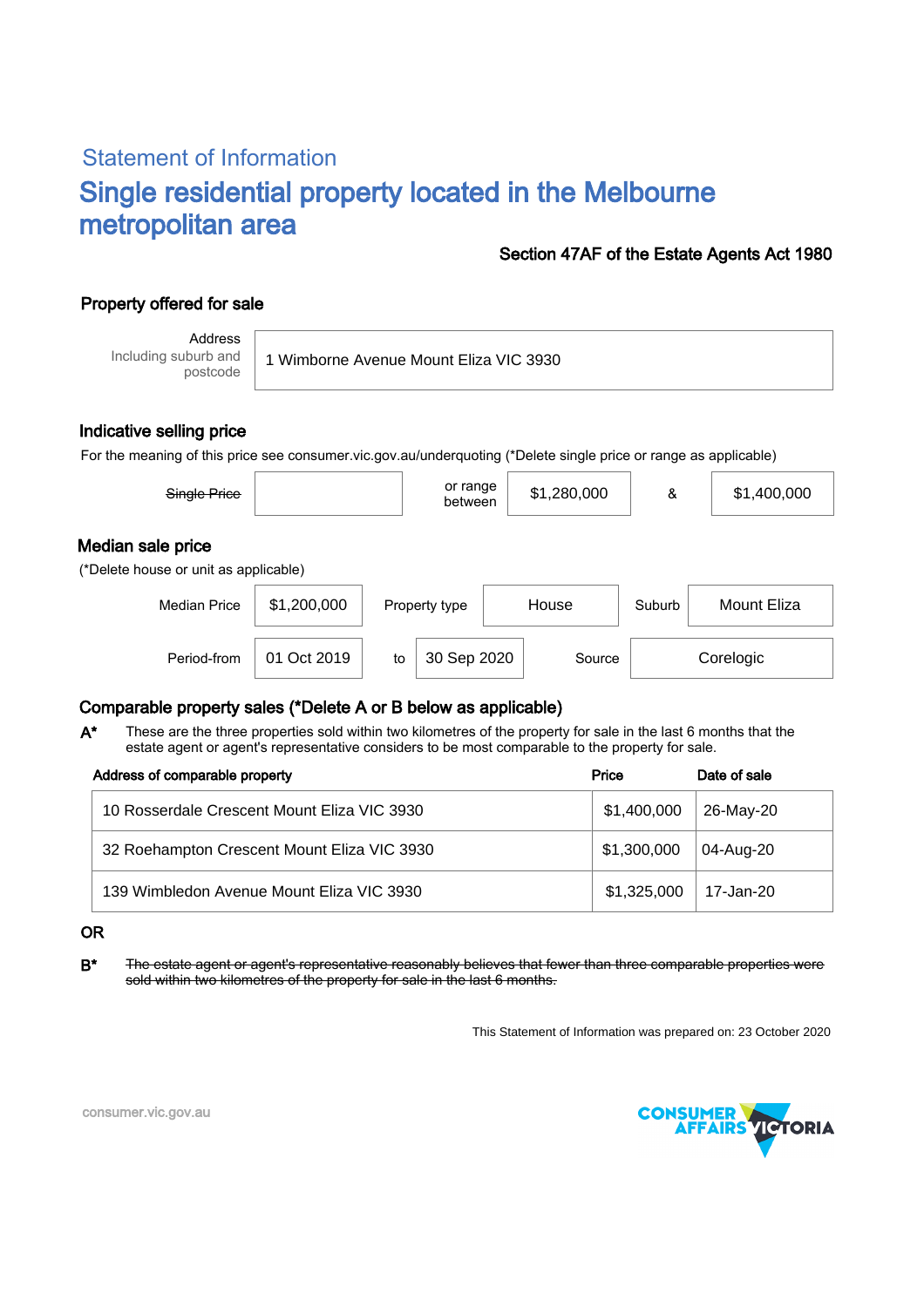## Statement of Information

# Single residential property located in the Melbourne metropolitan area

**Section 47AF of the Estate Agents Act 1980**

### Property offered for sale

| Address Including suburb and postcode | 1 Wimborne Avenue Mount Eliza VIC 3930 |
|---|---|

### Indicative selling price

For the meaning of this price see consumer.vic.gov.au/underquoting (*Delete single price or range as applicable)

| ~~Single Price~~ | | or range between | $1,280,000 | & | $1,400,000 |
|---|---|---|---|---|---|

### Median sale price

(*Delete house or unit as applicable)

| Median Price | $1,200,000 | Property type | House | Suburb | Mount Eliza |
|---|---|---|---|---|---|
| Period-from | 01 Oct 2019 | to | 30 Sep 2020 | Source | Corelogic |

### Comparable property sales (*Delete A or B below as applicable)

**A*** These are the three properties sold within two kilometres of the property for sale in the last 6 months that the estate agent or agent's representative considers to be most comparable to the property for sale.

| Address of comparable property | Price | Date of sale |
|---|---|---|
| 10 Rosserdale Crescent Mount Eliza VIC 3930 | $1,400,000 | 26-May-20 |
| 32 Roehampton Crescent Mount Eliza VIC 3930 | $1,300,000 | 04-Aug-20 |
| 139 Wimbledon Avenue Mount Eliza VIC 3930 | $1,325,000 | 17-Jan-20 |

OR

**B*** ~~The estate agent or agent's representative reasonably believes that fewer than three comparable properties were sold within two kilometres of the property for sale in the last 6 months.~~

This Statement of Information was prepared on: 23 October 2020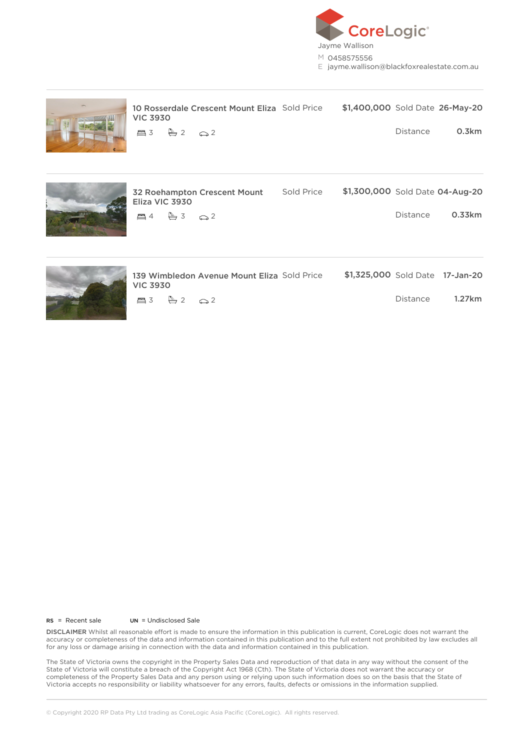CoreLogic

Jayme Wallison

M 0458575556

E jayme.wallison@blackfoxrealestate.com.au

---

**10 Rosserdale Crescent Mount Eliza VIC 3930**

3 bed | 2 bath | 2 car

Sold Price **$1,400,000** Sold Date **26-May-20**

Distance **0.3km**

---

**32 Roehampton Crescent Mount Eliza VIC 3930**

4 bed | 3 bath | 2 car

Sold Price **$1,300,000** Sold Date **04-Aug-20**

Distance **0.33km**

---

**139 Wimbledon Avenue Mount Eliza VIC 3930**

3 bed | 2 bath | 2 car

Sold Price **$1,325,000** Sold Date **17-Jan-20**

Distance **1.27km**

---

**RS** = Recent sale **UN** = Undisclosed Sale

**DISCLAIMER** Whilst all reasonable effort is made to ensure the information in this publication is current, CoreLogic does not warrant the accuracy or completeness of the data and information contained in this publication and to the full extent not prohibited by law excludes all for any loss or damage arising in connection with the data and information contained in this publication.

The State of Victoria owns the copyright in the Property Sales Data and reproduction of that data in any way without the consent of the State of Victoria will constitute a breach of the Copyright Act 1968 (Cth). The State of Victoria does not warrant the accuracy or completeness of the Property Sales Data and any person using or relying upon such information does so on the basis that the State of Victoria accepts no responsibility or liability whatsoever for any errors, faults, defects or omissions in the information supplied.

© Copyright 2020 RP Data Pty Ltd trading as CoreLogic Asia Pacific (CoreLogic). All rights reserved.